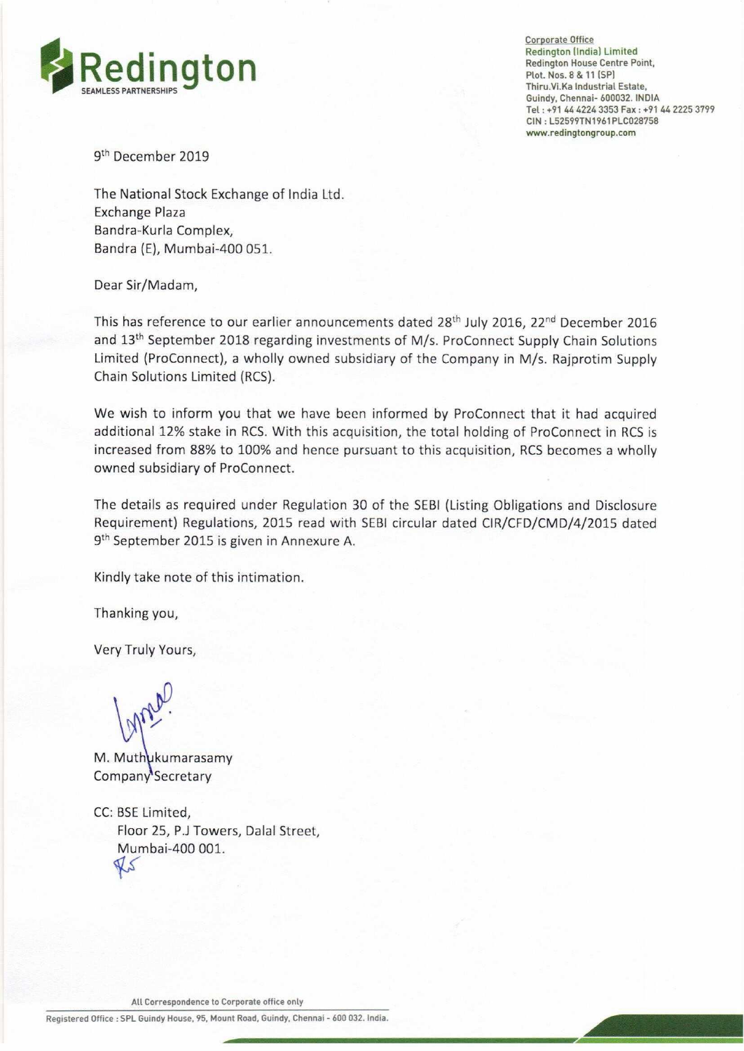Corporate Office
Redington (India) Limited
Redington House Centre Point,
Plot. Nos. 8 & 11 (SP)
Thiru.Vi.Ka Industrial Estate,
Guindy, Chennai- 600032. INDIA
Tel : +91 44 4224 3353 Fax : +91 44 2225 3799
CIN : L52599TN1961PLC028758
www.redingtongroup.com

9th December 2019

The National Stock Exchange of India Ltd.
Exchange Plaza
Bandra-Kurla Complex,
Bandra (E), Mumbai-400 051.

Dear Sir/Madam,

This has reference to our earlier announcements dated 28th July 2016, 22nd December 2016 and 13th September 2018 regarding investments of M/s. ProConnect Supply Chain Solutions Limited (ProConnect), a wholly owned subsidiary of the Company in M/s. Rajprotim Supply Chain Solutions Limited (RCS).

We wish to inform you that we have been informed by ProConnect that it had acquired additional 12% stake in RCS. With this acquisition, the total holding of ProConnect in RCS is increased from 88% to 100% and hence pursuant to this acquisition, RCS becomes a wholly owned subsidiary of ProConnect.

The details as required under Regulation 30 of the SEBI (Listing Obligations and Disclosure Requirement) Regulations, 2015 read with SEBI circular dated CIR/CFD/CMD/4/2015 dated 9th September 2015 is given in Annexure A.

Kindly take note of this intimation.

Thanking you,

Very Truly Yours,

M. Muthukumarasamy
Company Secretary

CC: BSE Limited,
Floor 25, P.J Towers, Dalal Street,
Mumbai-400 001.

All Correspondence to Corporate office only

Registered Office : SPL Guindy House, 95, Mount Road, Guindy, Chennai - 600 032. India.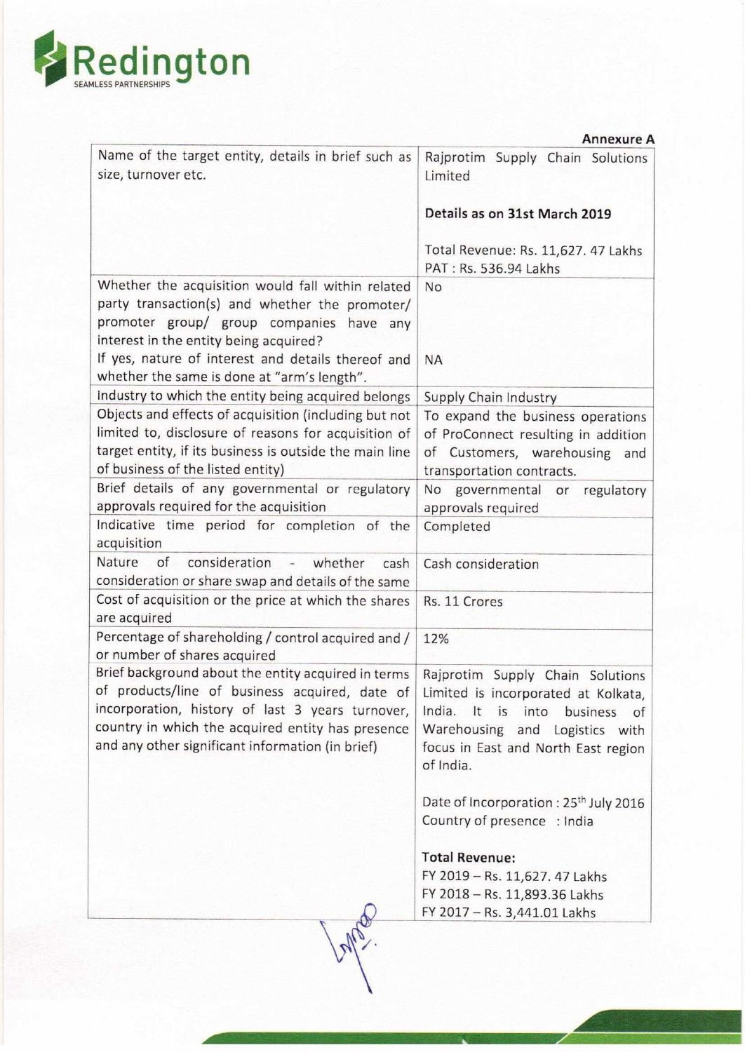**Annexure A**

| | |
|---|---|
| Name of the target entity, details in brief such as size, turnover etc. | Rajprotim Supply Chain Solutions Limited<br><br>**Details as on 31st March 2019**<br><br>Total Revenue: Rs. 11,627. 47 Lakhs<br>PAT : Rs. 536.94 Lakhs |
| Whether the acquisition would fall within related party transaction(s) and whether the promoter/ promoter group/ group companies have any interest in the entity being acquired?<br>If yes, nature of interest and details thereof and whether the same is done at "arm's length". | No<br><br><br><br>NA |
| Industry to which the entity being acquired belongs | Supply Chain Industry |
| Objects and effects of acquisition (including but not limited to, disclosure of reasons for acquisition of target entity, if its business is outside the main line of business of the listed entity) | To expand the business operations of ProConnect resulting in addition of Customers, warehousing and transportation contracts. |
| Brief details of any governmental or regulatory approvals required for the acquisition | No governmental or regulatory approvals required |
| Indicative time period for completion of the acquisition | Completed |
| Nature of consideration - whether cash consideration or share swap and details of the same | Cash consideration |
| Cost of acquisition or the price at which the shares are acquired | Rs. 11 Crores |
| Percentage of shareholding / control acquired and / or number of shares acquired | 12% |
| Brief background about the entity acquired in terms of products/line of business acquired, date of incorporation, history of last 3 years turnover, country in which the acquired entity has presence and any other significant information (in brief) | Rajprotim Supply Chain Solutions Limited is incorporated at Kolkata, India. It is into business of Warehousing and Logistics with focus in East and North East region of India.<br><br>Date of Incorporation : 25th July 2016<br>Country of presence : India<br><br>**Total Revenue:**<br>FY 2019 – Rs. 11,627. 47 Lakhs<br>FY 2018 – Rs. 11,893.36 Lakhs<br>FY 2017 – Rs. 3,441.01 Lakhs |